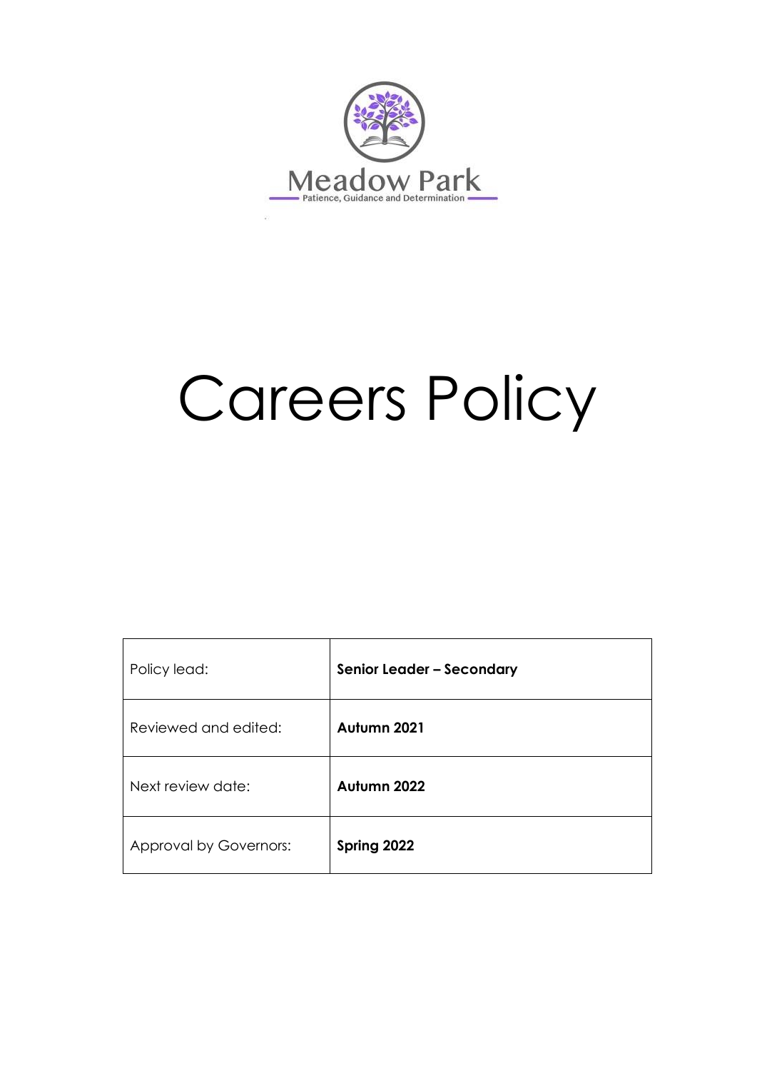Meadow Park

Patience, Guidance and Determination

# Careers Policy

| Policy lead: | **Senior Leader – Secondary** |
|---|---|
| Reviewed and edited: | **Autumn 2021** |
| Next review date: | **Autumn 2022** |
| Approval by Governors: | **Spring 2022** |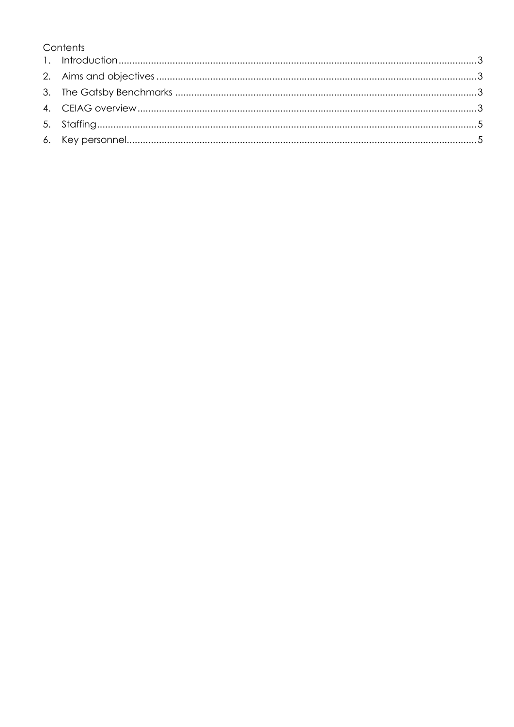Contents

1. Introduction....................................................................................................................3
2. Aims and objectives......................................................................................................3
3. The Gatsby Benchmarks ..............................................................................................3
4. CEIAG overview............................................................................................................3
5. Staffing...........................................................................................................................5
6. Key personnel................................................................................................................5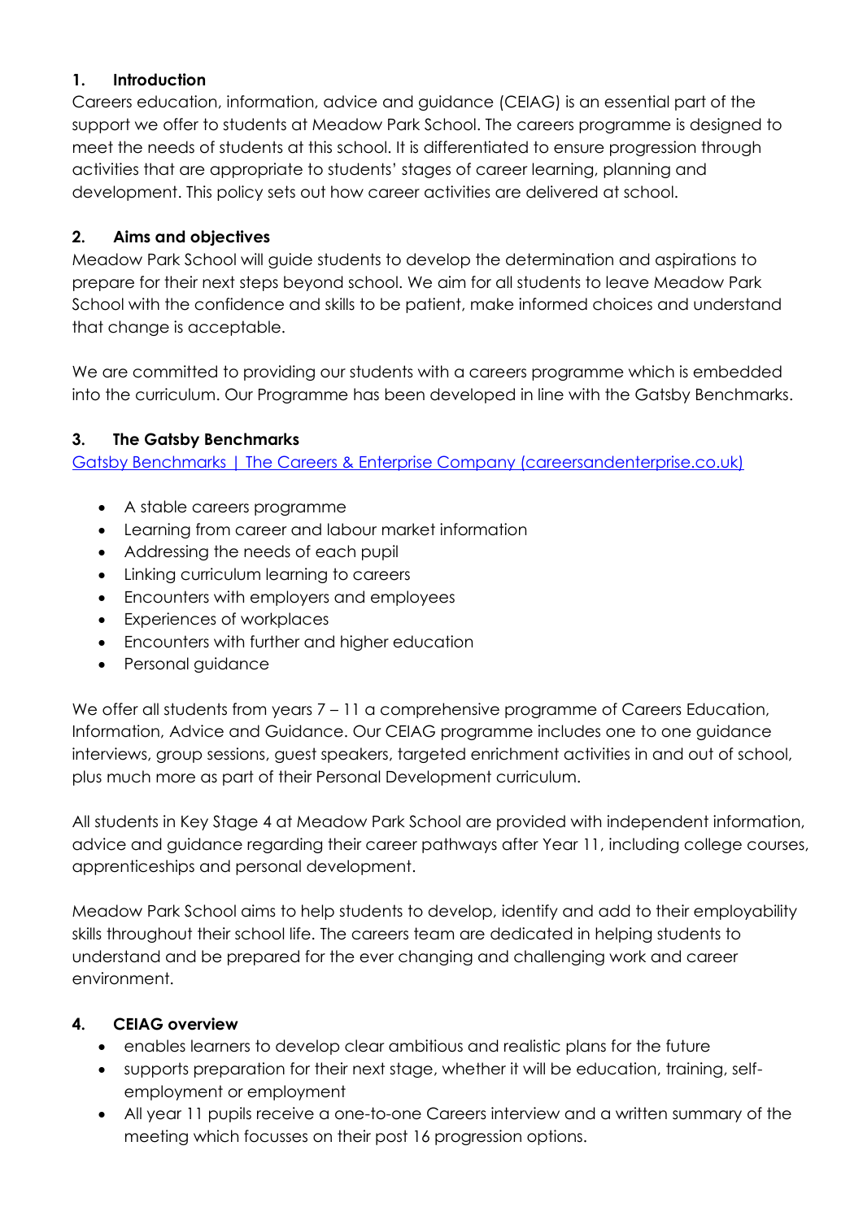## 1. Introduction

Careers education, information, advice and guidance (CEIAG) is an essential part of the support we offer to students at Meadow Park School. The careers programme is designed to meet the needs of students at this school. It is differentiated to ensure progression through activities that are appropriate to students' stages of career learning, planning and development. This policy sets out how career activities are delivered at school.

## 2. Aims and objectives

Meadow Park School will guide students to develop the determination and aspirations to prepare for their next steps beyond school. We aim for all students to leave Meadow Park School with the confidence and skills to be patient, make informed choices and understand that change is acceptable.

We are committed to providing our students with a careers programme which is embedded into the curriculum. Our Programme has been developed in line with the Gatsby Benchmarks.

## 3. The Gatsby Benchmarks

[Gatsby Benchmarks | The Careers & Enterprise Company (careersandenterprise.co.uk)](careersandenterprise.co.uk)

- A stable careers programme
- Learning from career and labour market information
- Addressing the needs of each pupil
- Linking curriculum learning to careers
- Encounters with employers and employees
- Experiences of workplaces
- Encounters with further and higher education
- Personal guidance

We offer all students from years 7 – 11 a comprehensive programme of Careers Education, Information, Advice and Guidance. Our CEIAG programme includes one to one guidance interviews, group sessions, guest speakers, targeted enrichment activities in and out of school, plus much more as part of their Personal Development curriculum.

All students in Key Stage 4 at Meadow Park School are provided with independent information, advice and guidance regarding their career pathways after Year 11, including college courses, apprenticeships and personal development.

Meadow Park School aims to help students to develop, identify and add to their employability skills throughout their school life. The careers team are dedicated in helping students to understand and be prepared for the ever changing and challenging work and career environment.

## 4. CEIAG overview

- enables learners to develop clear ambitious and realistic plans for the future
- supports preparation for their next stage, whether it will be education, training, self-employment or employment
- All year 11 pupils receive a one-to-one Careers interview and a written summary of the meeting which focusses on their post 16 progression options.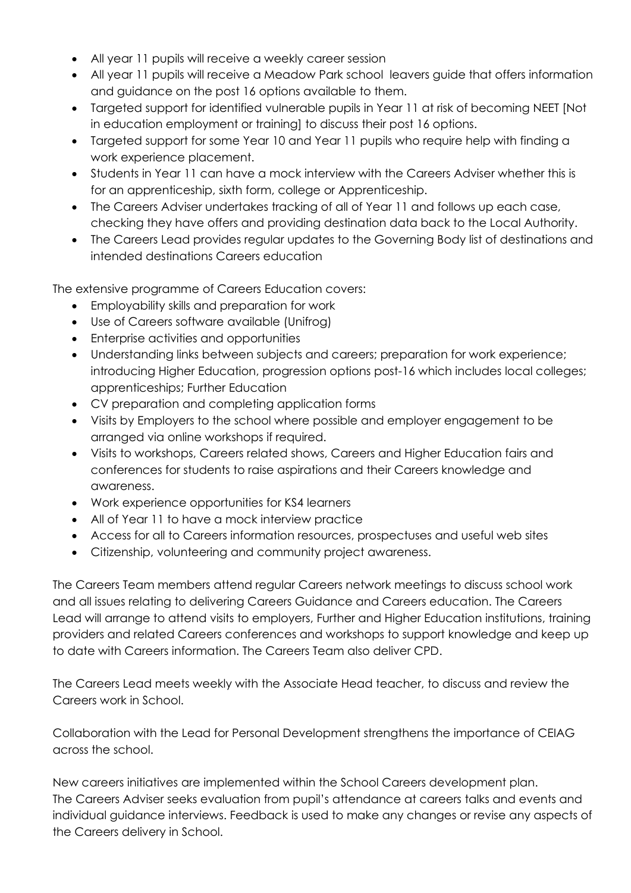- All year 11 pupils will receive a weekly career session
- All year 11 pupils will receive a Meadow Park school leavers guide that offers information and guidance on the post 16 options available to them.
- Targeted support for identified vulnerable pupils in Year 11 at risk of becoming NEET [Not in education employment or training] to discuss their post 16 options.
- Targeted support for some Year 10 and Year 11 pupils who require help with finding a work experience placement.
- Students in Year 11 can have a mock interview with the Careers Adviser whether this is for an apprenticeship, sixth form, college or Apprenticeship.
- The Careers Adviser undertakes tracking of all of Year 11 and follows up each case, checking they have offers and providing destination data back to the Local Authority.
- The Careers Lead provides regular updates to the Governing Body list of destinations and intended destinations Careers education

The extensive programme of Careers Education covers:

- Employability skills and preparation for work
- Use of Careers software available (Unifrog)
- Enterprise activities and opportunities
- Understanding links between subjects and careers; preparation for work experience; introducing Higher Education, progression options post-16 which includes local colleges; apprenticeships; Further Education
- CV preparation and completing application forms
- Visits by Employers to the school where possible and employer engagement to be arranged via online workshops if required.
- Visits to workshops, Careers related shows, Careers and Higher Education fairs and conferences for students to raise aspirations and their Careers knowledge and awareness.
- Work experience opportunities for KS4 learners
- All of Year 11 to have a mock interview practice
- Access for all to Careers information resources, prospectuses and useful web sites
- Citizenship, volunteering and community project awareness.

The Careers Team members attend regular Careers network meetings to discuss school work and all issues relating to delivering Careers Guidance and Careers education. The Careers Lead will arrange to attend visits to employers, Further and Higher Education institutions, training providers and related Careers conferences and workshops to support knowledge and keep up to date with Careers information. The Careers Team also deliver CPD.

The Careers Lead meets weekly with the Associate Head teacher, to discuss and review the Careers work in School.

Collaboration with the Lead for Personal Development strengthens the importance of CEIAG across the school.

New careers initiatives are implemented within the School Careers development plan.
The Careers Adviser seeks evaluation from pupil's attendance at careers talks and events and individual guidance interviews. Feedback is used to make any changes or revise any aspects of the Careers delivery in School.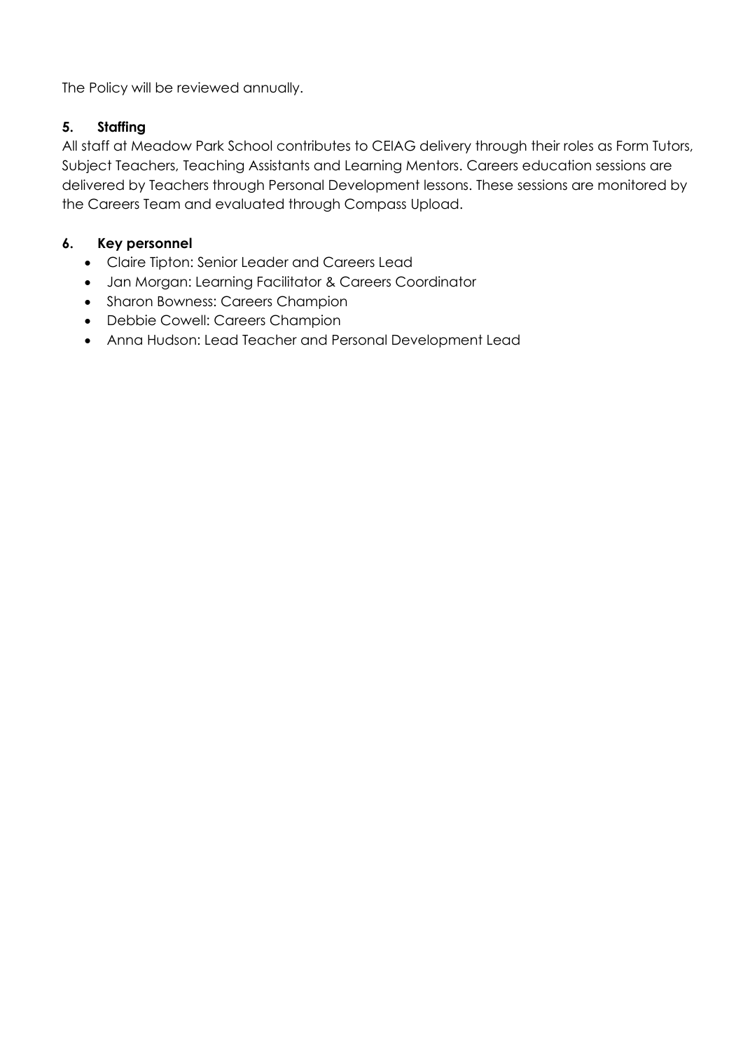The Policy will be reviewed annually.

## 5. Staffing

All staff at Meadow Park School contributes to CEIAG delivery through their roles as Form Tutors, Subject Teachers, Teaching Assistants and Learning Mentors. Careers education sessions are delivered by Teachers through Personal Development lessons. These sessions are monitored by the Careers Team and evaluated through Compass Upload.

## 6. Key personnel

- Claire Tipton: Senior Leader and Careers Lead
- Jan Morgan: Learning Facilitator & Careers Coordinator
- Sharon Bowness: Careers Champion
- Debbie Cowell: Careers Champion
- Anna Hudson: Lead Teacher and Personal Development Lead